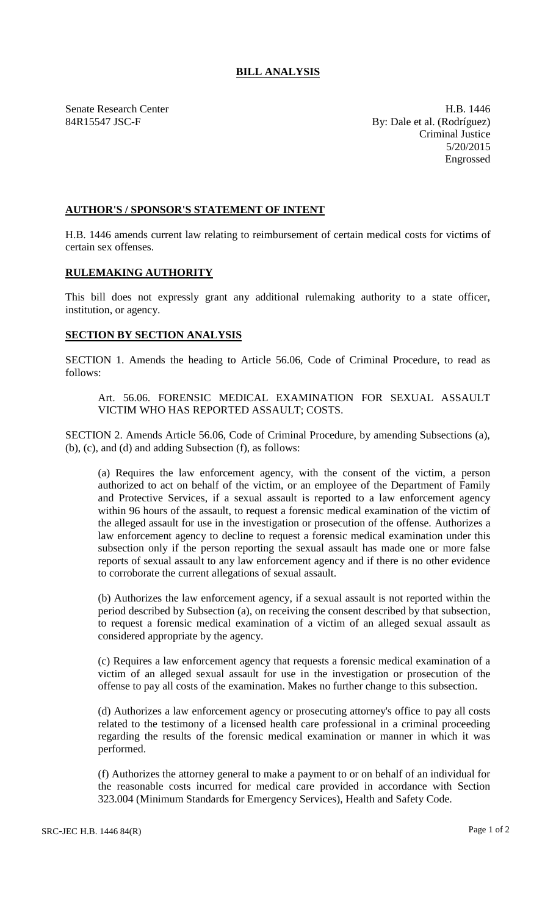# BILL ANALYSIS

Senate Research Center
84R15547 JSC-F

H.B. 1446
By: Dale et al. (Rodríguez)
Criminal Justice
5/20/2015
Engrossed

## AUTHOR'S / SPONSOR'S STATEMENT OF INTENT

H.B. 1446 amends current law relating to reimbursement of certain medical costs for victims of certain sex offenses.

## RULEMAKING AUTHORITY

This bill does not expressly grant any additional rulemaking authority to a state officer, institution, or agency.

## SECTION BY SECTION ANALYSIS

SECTION 1. Amends the heading to Article 56.06, Code of Criminal Procedure, to read as follows:

Art. 56.06. FORENSIC MEDICAL EXAMINATION FOR SEXUAL ASSAULT VICTIM WHO HAS REPORTED ASSAULT; COSTS.

SECTION 2. Amends Article 56.06, Code of Criminal Procedure, by amending Subsections (a), (b), (c), and (d) and adding Subsection (f), as follows:

(a) Requires the law enforcement agency, with the consent of the victim, a person authorized to act on behalf of the victim, or an employee of the Department of Family and Protective Services, if a sexual assault is reported to a law enforcement agency within 96 hours of the assault, to request a forensic medical examination of the victim of the alleged assault for use in the investigation or prosecution of the offense. Authorizes a law enforcement agency to decline to request a forensic medical examination under this subsection only if the person reporting the sexual assault has made one or more false reports of sexual assault to any law enforcement agency and if there is no other evidence to corroborate the current allegations of sexual assault.

(b) Authorizes the law enforcement agency, if a sexual assault is not reported within the period described by Subsection (a), on receiving the consent described by that subsection, to request a forensic medical examination of a victim of an alleged sexual assault as considered appropriate by the agency.

(c) Requires a law enforcement agency that requests a forensic medical examination of a victim of an alleged sexual assault for use in the investigation or prosecution of the offense to pay all costs of the examination. Makes no further change to this subsection.

(d) Authorizes a law enforcement agency or prosecuting attorney's office to pay all costs related to the testimony of a licensed health care professional in a criminal proceeding regarding the results of the forensic medical examination or manner in which it was performed.

(f) Authorizes the attorney general to make a payment to or on behalf of an individual for the reasonable costs incurred for medical care provided in accordance with Section 323.004 (Minimum Standards for Emergency Services), Health and Safety Code.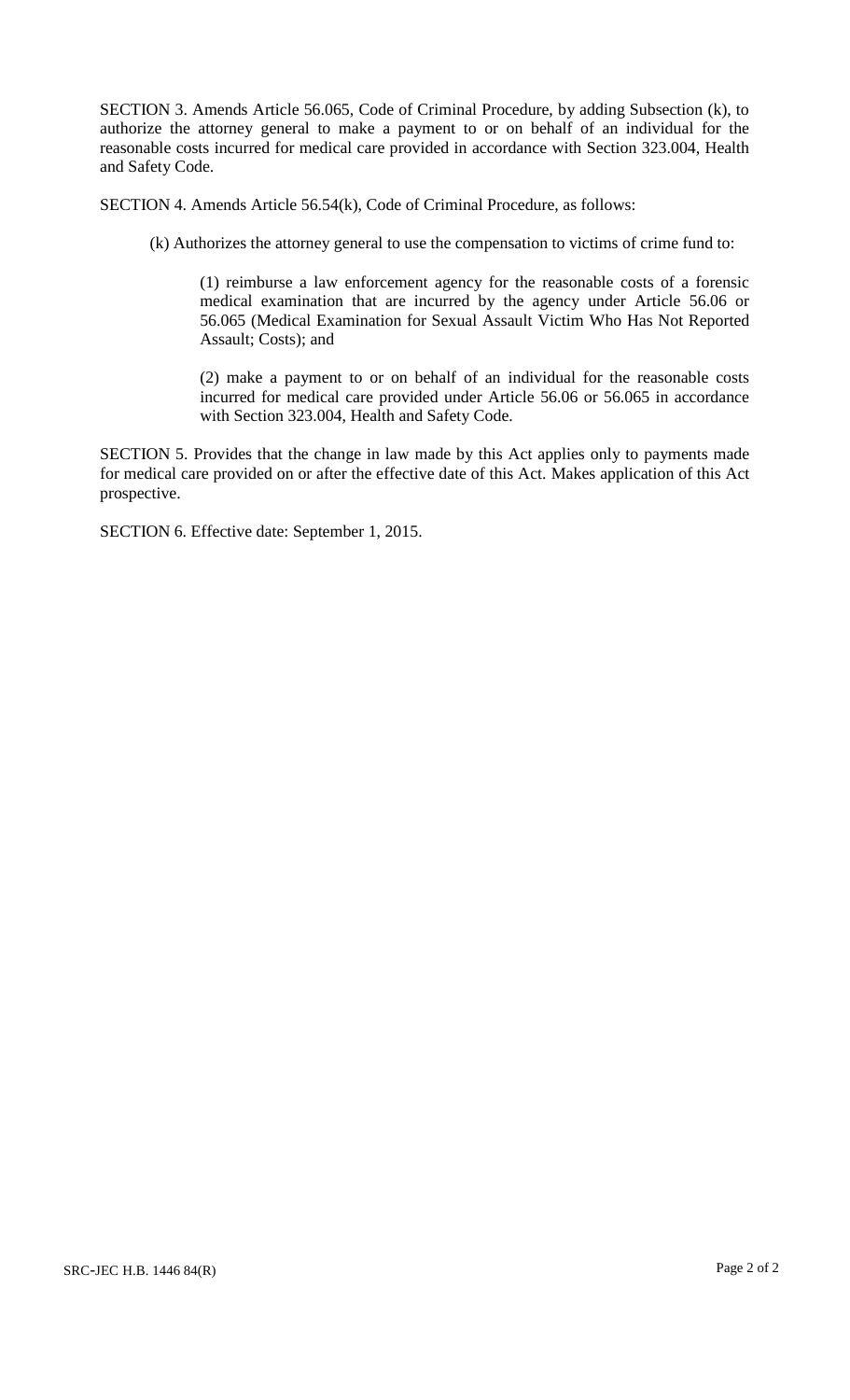SECTION 3. Amends Article 56.065, Code of Criminal Procedure, by adding Subsection (k), to authorize the attorney general to make a payment to or on behalf of an individual for the reasonable costs incurred for medical care provided in accordance with Section 323.004, Health and Safety Code.

SECTION 4. Amends Article 56.54(k), Code of Criminal Procedure, as follows:

(k) Authorizes the attorney general to use the compensation to victims of crime fund to:

(1) reimburse a law enforcement agency for the reasonable costs of a forensic medical examination that are incurred by the agency under Article 56.06 or 56.065 (Medical Examination for Sexual Assault Victim Who Has Not Reported Assault; Costs); and

(2) make a payment to or on behalf of an individual for the reasonable costs incurred for medical care provided under Article 56.06 or 56.065 in accordance with Section 323.004, Health and Safety Code.

SECTION 5. Provides that the change in law made by this Act applies only to payments made for medical care provided on or after the effective date of this Act. Makes application of this Act prospective.

SECTION 6. Effective date: September 1, 2015.

SRC-JEC H.B. 1446 84(R)